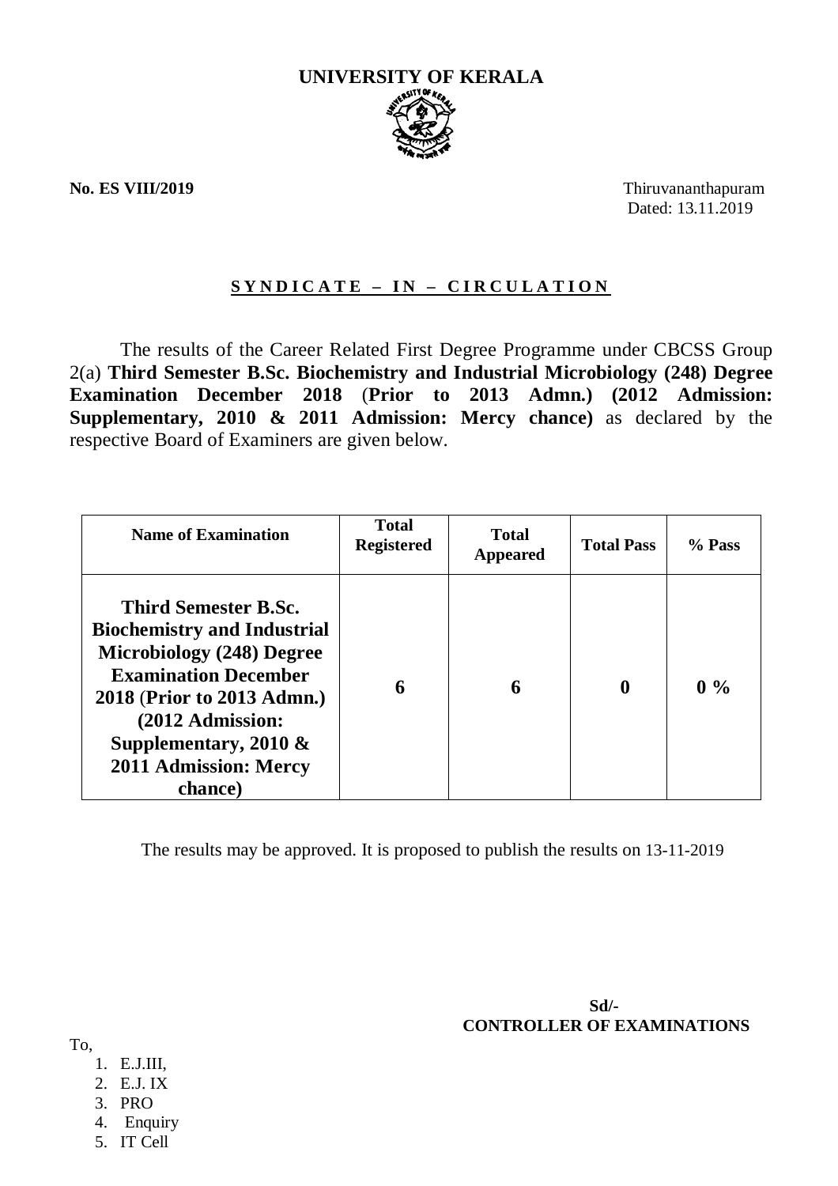# UNIVERSITY OF KERALA

**No. ES VIII/2019**

Thiruvananthapuram
Dated: 13.11.2019

## S Y N D I C A T E – I N – C I R C U L A T I O N

The results of the Career Related First Degree Programme under CBCSS Group 2(a) **Third Semester B.Sc. Biochemistry and Industrial Microbiology (248) Degree Examination December 2018** (**Prior to 2013 Admn.) (2012 Admission: Supplementary, 2010 & 2011 Admission: Mercy chance)** as declared by the respective Board of Examiners are given below.

| Name of Examination | Total Registered | Total Appeared | Total Pass | % Pass |
|---|---|---|---|---|
| **Third Semester B.Sc. Biochemistry and Industrial Microbiology (248) Degree Examination December 2018 (Prior to 2013 Admn.) (2012 Admission: Supplementary, 2010 & 2011 Admission: Mercy chance)** | **6** | **6** | **0** | **0 %** |

The results may be approved. It is proposed to publish the results on 13-11-2019

**Sd/-**
**CONTROLLER OF EXAMINATIONS**

To,

1. E.J.III,
2. E.J. IX
3. PRO
4. Enquiry
5. IT Cell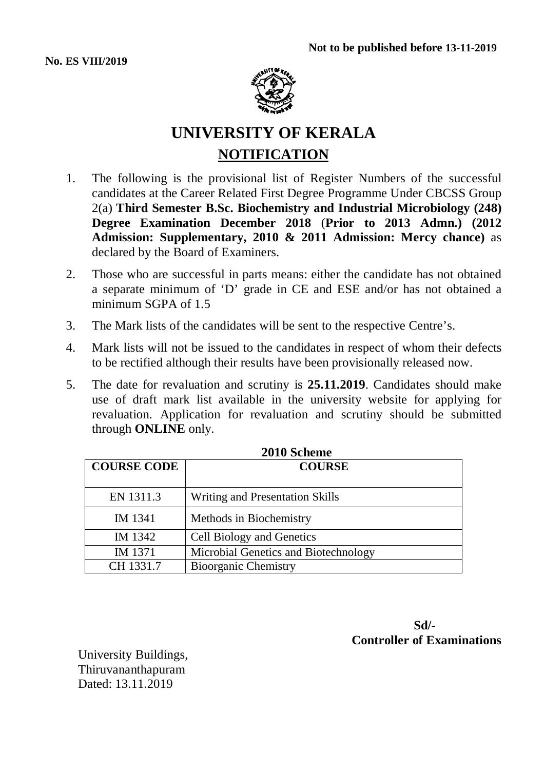**Not to be published before 13-11-2019**

**No. ES VIII/2019**

# UNIVERSITY OF KERALA

## NOTIFICATION

1. The following is the provisional list of Register Numbers of the successful candidates at the Career Related First Degree Programme Under CBCSS Group 2(a) **Third Semester B.Sc. Biochemistry and Industrial Microbiology (248) Degree Examination December 2018** (**Prior to 2013 Admn.) (2012 Admission: Supplementary, 2010 & 2011 Admission: Mercy chance)** as declared by the Board of Examiners.
2. Those who are successful in parts means: either the candidate has not obtained a separate minimum of 'D' grade in CE and ESE and/or has not obtained a minimum SGPA of 1.5
3. The Mark lists of the candidates will be sent to the respective Centre's.
4. Mark lists will not be issued to the candidates in respect of whom their defects to be rectified although their results have been provisionally released now.
5. The date for revaluation and scrutiny is **25.11.2019**. Candidates should make use of draft mark list available in the university website for applying for revaluation. Application for revaluation and scrutiny should be submitted through **ONLINE** only.

**2010 Scheme**

| COURSE CODE | COURSE |
|---|---|
| EN 1311.3 | Writing and Presentation Skills |
| IM 1341 | Methods in Biochemistry |
| IM 1342 | Cell Biology and Genetics |
| IM 1371 | Microbial Genetics and Biotechnology |
| CH 1331.7 | Bioorganic Chemistry |

**Sd/-**
**Controller of Examinations**

University Buildings,
Thiruvananthapuram
Dated: 13.11.2019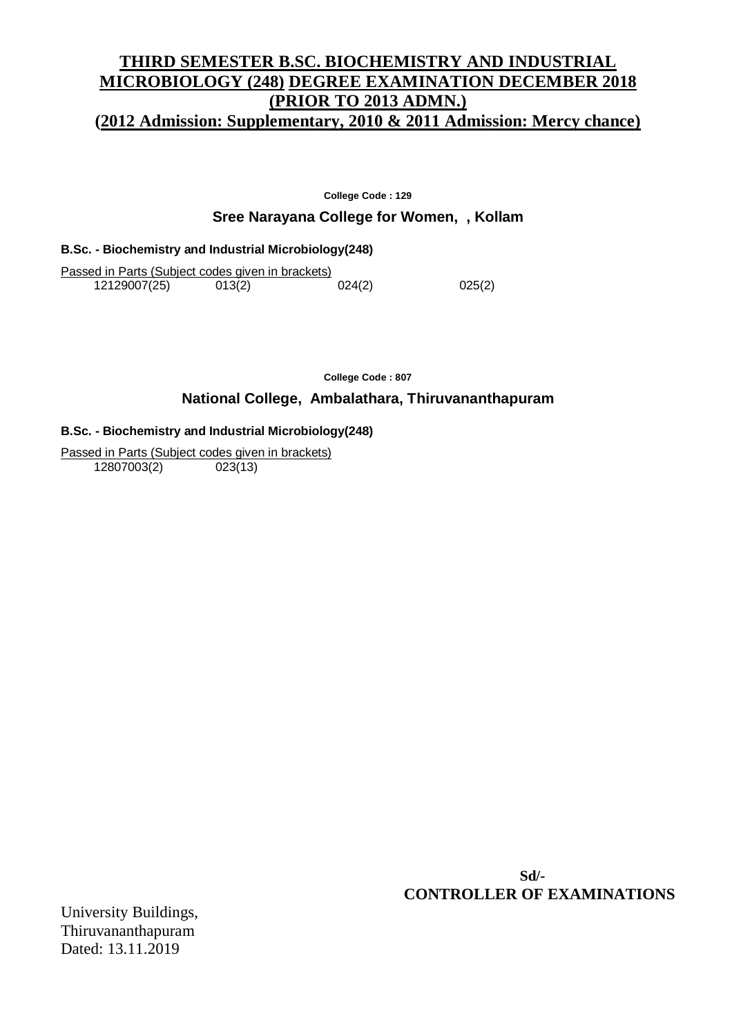# THIRD SEMESTER B.SC. BIOCHEMISTRY AND INDUSTRIAL MICROBIOLOGY (248) DEGREE EXAMINATION DECEMBER 2018 (PRIOR TO 2013 ADMN.)

## (2012 Admission: Supplementary, 2010 & 2011 Admission: Mercy chance)

**College Code : 129**

### Sree Narayana College for Women, , Kollam

**B.Sc. - Biochemistry and Industrial Microbiology(248)**

Passed in Parts (Subject codes given in brackets)

12129007(25) 013(2) 024(2) 025(2)

**College Code : 807**

### National College, Ambalathara, Thiruvananthapuram

**B.Sc. - Biochemistry and Industrial Microbiology(248)**

Passed in Parts (Subject codes given in brackets)

12807003(2) 023(13)

**Sd/-**
**CONTROLLER OF EXAMINATIONS**

University Buildings,
Thiruvananthapuram
Dated: 13.11.2019